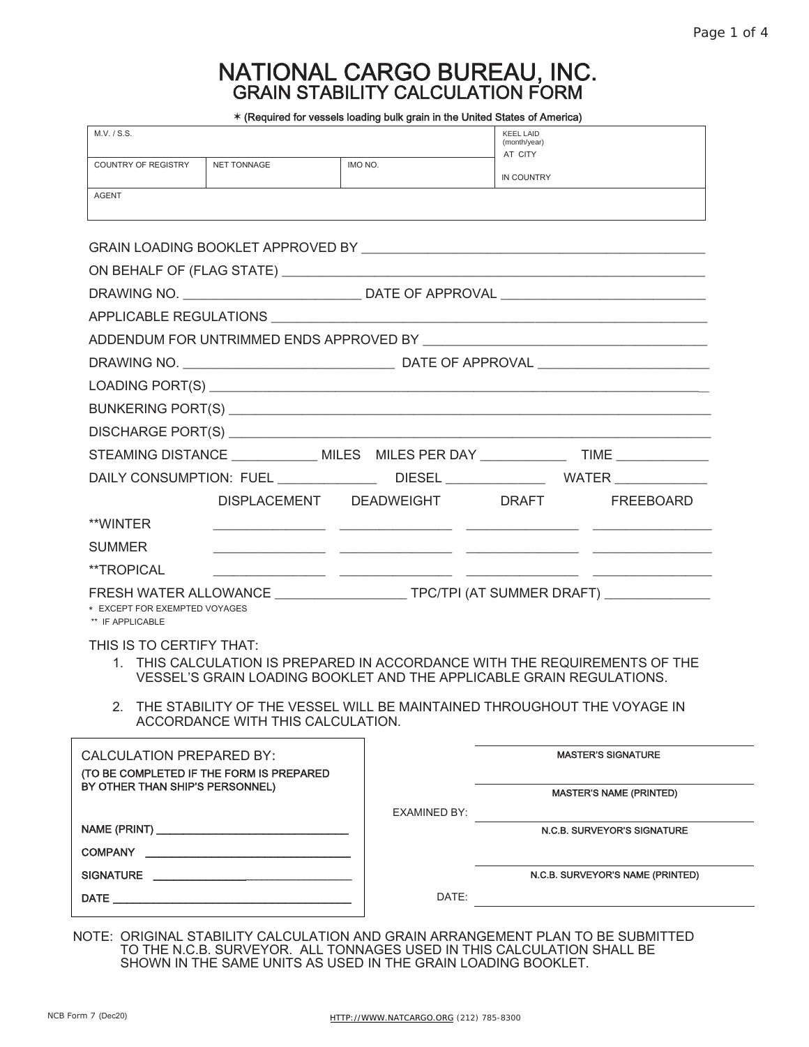# NATIONAL CARGO BUREAU, INC.

## GRAIN STABILITY CALCULATION FORM

✶ (Required for vessels loading bulk grain in the United States of America)

| M.V. / S.S. | | | KEEL LAID (month/year) AT CITY |
|---|---|---|---|
| COUNTRY OF REGISTRY | NET TONNAGE | IMO NO. | IN COUNTRY |
| AGENT | | | |

GRAIN LOADING BOOKLET APPROVED BY ___________________________________________

ON BEHALF OF (FLAG STATE) ___________________________________________

DRAWING NO. ______________________ DATE OF APPROVAL __________________________

APPLICABLE REGULATIONS ___________________________________________

ADDENDUM FOR UNTRIMMED ENDS APPROVED BY ____________________________________

DRAWING NO. __________________________ DATE OF APPROVAL ______________________

LOADING PORT(S) ___________________________________________

BUNKERING PORT(S) ___________________________________________

DISCHARGE PORT(S) ___________________________________________

STEAMING DISTANCE ___________ MILES MILES PER DAY ___________ TIME ____________

DAILY CONSUMPTION: FUEL _____________ DIESEL _____________ WATER ____________

| | DISPLACEMENT | DEADWEIGHT | DRAFT | FREEBOARD |
|---|---|---|---|---|
| **WINTER | | | | |
| SUMMER | | | | |
| **TROPICAL | | | | |

FRESH WATER ALLOWANCE _________________ TPC/TPI (AT SUMMER DRAFT) _____________

\* EXCEPT FOR EXEMPTED VOYAGES

\** IF APPLICABLE

THIS IS TO CERTIFY THAT:

1. THIS CALCULATION IS PREPARED IN ACCORDANCE WITH THE REQUIREMENTS OF THE VESSEL'S GRAIN LOADING BOOKLET AND THE APPLICABLE GRAIN REGULATIONS.
2. THE STABILITY OF THE VESSEL WILL BE MAINTAINED THROUGHOUT THE VOYAGE IN ACCORDANCE WITH THIS CALCULATION.

CALCULATION PREPARED BY:
(TO BE COMPLETED IF THE FORM IS PREPARED BY OTHER THAN SHIP'S PERSONNEL)

NAME (PRINT) ______________________________

COMPANY ______________________________

SIGNATURE ______________________________

DATE ______________________________

______________________________
MASTER'S SIGNATURE

______________________________
MASTER'S NAME (PRINTED)

EXAMINED BY: ______________________________
N.C.B. SURVEYOR'S SIGNATURE

______________________________
N.C.B. SURVEYOR'S NAME (PRINTED)

DATE: ______________________________

NOTE: ORIGINAL STABILITY CALCULATION AND GRAIN ARRANGEMENT PLAN TO BE SUBMITTED TO THE N.C.B. SURVEYOR. ALL TONNAGES USED IN THIS CALCULATION SHALL BE SHOWN IN THE SAME UNITS AS USED IN THE GRAIN LOADING BOOKLET.

NCB Form 7 (Dec20) HTTP://WWW.NATCARGO.ORG (212) 785-8300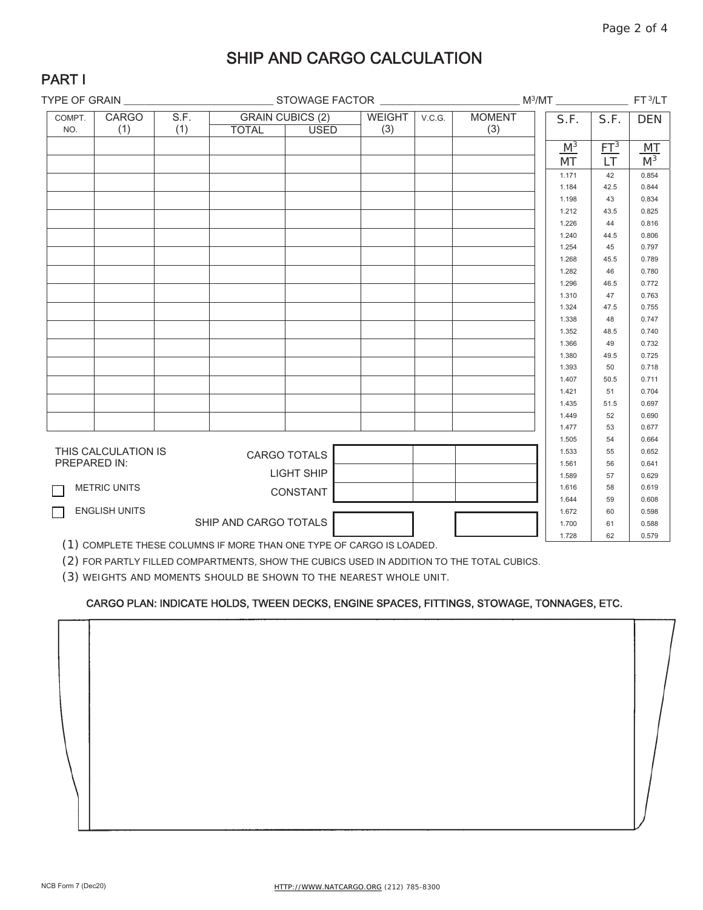# SHIP AND CARGO CALCULATION

## PART I

TYPE OF GRAIN \_\_\_\_\_\_\_\_\_\_\_\_\_\_\_\_\_\_\_\_\_\_\_\_\_\_ STOWAGE FACTOR \_\_\_\_\_\_\_\_\_\_\_\_\_\_\_\_\_\_\_\_\_\_\_\_\_ $M^3/MT$ \_\_\_\_\_\_\_\_\_\_\_\_\_ $FT^3/LT$

| COMPT. NO. | CARGO (1) | S.F. (1) | GRAIN CUBICS (2) | | WEIGHT (3) | V.C.G. | MOMENT (3) |
|---|---|---|---|---|---|---|---|
| | | | TOTAL | USED | | | |
| | | | | | | | |
| | | | | | | | |
| | | | | | | | |
| | | | | | | | |
| | | | | | | | |
| | | | | | | | |
| | | | | | | | |
| | | | | | | | |
| | | | | | | | |
| | | | | | | | |
| | | | | | | | |
| | | | | | | | |
| | | | | | | | |
| | | | | | | | |
| | | | | | | | |
| | | | | | | | |

| | WEIGHT | V.C.G. | MOMENT |
|---|---|---|---|
| CARGO TOTALS | | | |
| LIGHT SHIP | | | |
| CONSTANT | | | |
| SHIP AND CARGO TOTALS | | | |

THIS CALCULATION IS PREPARED IN:

- ☐ METRIC UNITS
- ☐ ENGLISH UNITS

| S.F. $M^3/MT$ | S.F. $FT^3/LT$ | DEN $MT/M^3$ |
|---|---|---|
| 1.171 | 42 | 0.854 |
| 1.184 | 42.5 | 0.844 |
| 1.198 | 43 | 0.834 |
| 1.212 | 43.5 | 0.825 |
| 1.226 | 44 | 0.816 |
| 1.240 | 44.5 | 0.806 |
| 1.254 | 45 | 0.797 |
| 1.268 | 45.5 | 0.789 |
| 1.282 | 46 | 0.780 |
| 1.296 | 46.5 | 0.772 |
| 1.310 | 47 | 0.763 |
| 1.324 | 47.5 | 0.755 |
| 1.338 | 48 | 0.747 |
| 1.352 | 48.5 | 0.740 |
| 1.366 | 49 | 0.732 |
| 1.380 | 49.5 | 0.725 |
| 1.393 | 50 | 0.718 |
| 1.407 | 50.5 | 0.711 |
| 1.421 | 51 | 0.704 |
| 1.435 | 51.5 | 0.697 |
| 1.449 | 52 | 0.690 |
| 1.477 | 53 | 0.677 |
| 1.505 | 54 | 0.664 |
| 1.533 | 55 | 0.652 |
| 1.561 | 56 | 0.641 |
| 1.589 | 57 | 0.629 |
| 1.616 | 58 | 0.619 |
| 1.644 | 59 | 0.608 |
| 1.672 | 60 | 0.598 |
| 1.700 | 61 | 0.588 |
| 1.728 | 62 | 0.579 |

(1) COMPLETE THESE COLUMNS IF MORE THAN ONE TYPE OF CARGO IS LOADED.

(2) FOR PARTLY FILLED COMPARTMENTS, SHOW THE CUBICS USED IN ADDITION TO THE TOTAL CUBICS.

(3) WEIGHTS AND MOMENTS SHOULD BE SHOWN TO THE NEAREST WHOLE UNIT.

CARGO PLAN: INDICATE HOLDS, TWEEN DECKS, ENGINE SPACES, FITTINGS, STOWAGE, TONNAGES, ETC.

NCB Form 7 (Dec20) HTTP://WWW.NATCARGO.ORG (212) 785-8300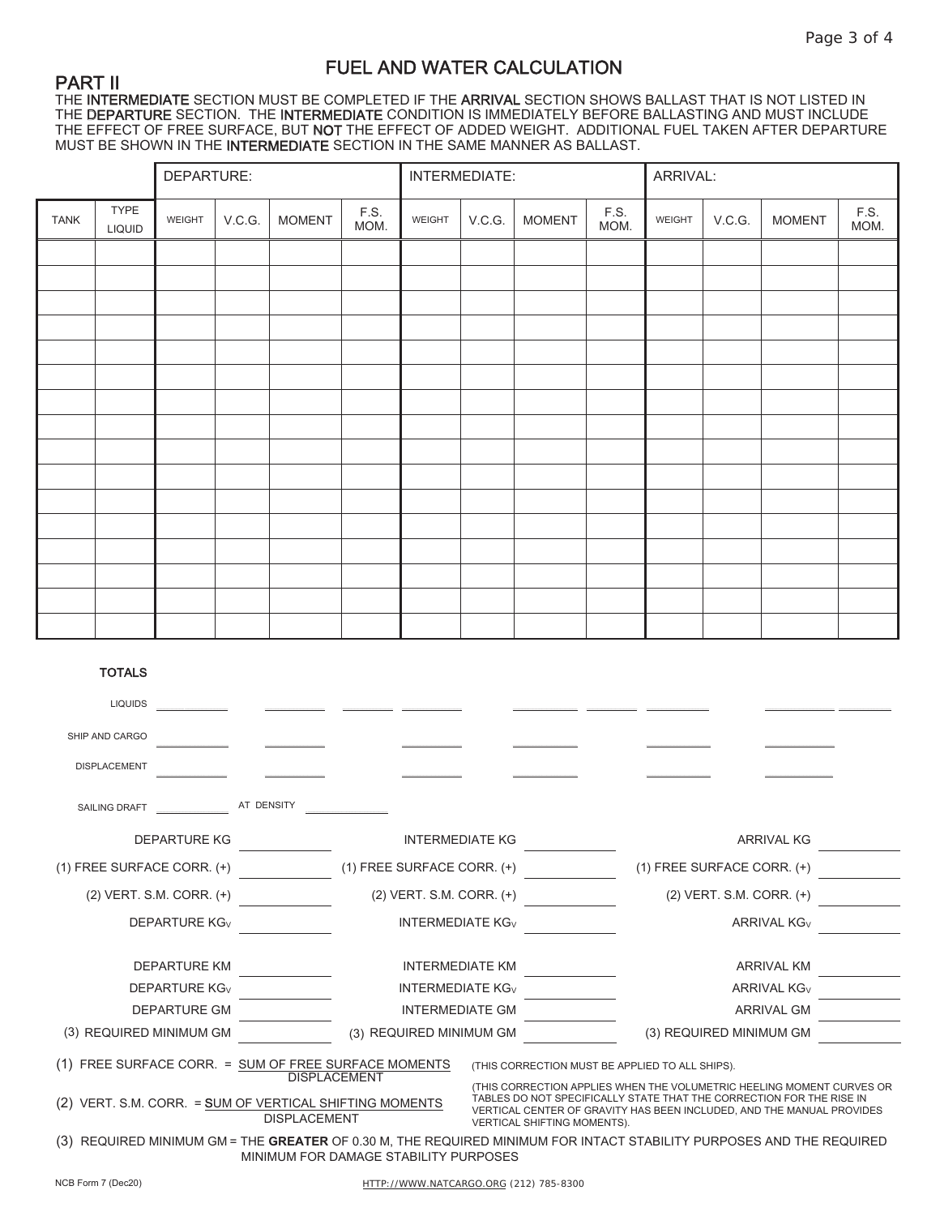# FUEL AND WATER CALCULATION

## PART II

THE INTERMEDIATE SECTION MUST BE COMPLETED IF THE ARRIVAL SECTION SHOWS BALLAST THAT IS NOT LISTED IN THE DEPARTURE SECTION. THE INTERMEDIATE CONDITION IS IMMEDIATELY BEFORE BALLASTING AND MUST INCLUDE THE EFFECT OF FREE SURFACE, BUT NOT THE EFFECT OF ADDED WEIGHT. ADDITIONAL FUEL TAKEN AFTER DEPARTURE MUST BE SHOWN IN THE INTERMEDIATE SECTION IN THE SAME MANNER AS BALLAST.

| | | DEPARTURE: | | | | INTERMEDIATE: | | | | ARRIVAL: | | | |
|---|---|---|---|---|---|---|---|---|---|---|---|---|---|
| TANK | TYPE LIQUID | WEIGHT | V.C.G. | MOMENT | F.S. MOM. | WEIGHT | V.C.G. | MOMENT | F.S. MOM. | WEIGHT | V.C.G. | MOMENT | F.S. MOM. |
| | | | | | | | | | | | | | |
| | | | | | | | | | | | | | |
| | | | | | | | | | | | | | |
| | | | | | | | | | | | | | |
| | | | | | | | | | | | | | |
| | | | | | | | | | | | | | |
| | | | | | | | | | | | | | |
| | | | | | | | | | | | | | |
| | | | | | | | | | | | | | |
| | | | | | | | | | | | | | |
| | | | | | | | | | | | | | |
| | | | | | | | | | | | | | |
| | | | | | | | | | | | | | |
| | | | | | | | | | | | | | |
| | | | | | | | | | | | | | |
| | | | | | | | | | | | | | |

**TOTALS**

| | WEIGHT | V.C.G. | MOMENT | F.S. MOM. | WEIGHT | V.C.G. | MOMENT | F.S. MOM. | WEIGHT | V.C.G. | MOMENT | F.S. MOM. |
|---|---|---|---|---|---|---|---|---|---|---|---|---|
| LIQUIDS | ______ | | ______ | ______ | ______ | | ______ | ______ | ______ | | ______ | ______ |
| SHIP AND CARGO | ______ | | ______ | | ______ | | ______ | | ______ | | ______ | |
| DISPLACEMENT | ______ | | ______ | | ______ | | ______ | | ______ | | ______ | |

SAILING DRAFT ______ AT DENSITY ______

| | | | | | |
|---|---|---|---|---|---|
| DEPARTURE KG | ______ | INTERMEDIATE KG | ______ | ARRIVAL KG | ______ |
| (1) FREE SURFACE CORR. (+) | ______ | (1) FREE SURFACE CORR. (+) | ______ | (1) FREE SURFACE CORR. (+) | ______ |
| (2) VERT. S.M. CORR. (+) | ______ | (2) VERT. S.M. CORR. (+) | ______ | (2) VERT. S.M. CORR. (+) | ______ |
| DEPARTURE $KG_V$ | ______ | INTERMEDIATE $KG_V$ | ______ | ARRIVAL $KG_V$ | ______ |
| | | | | | |
| DEPARTURE KM | ______ | INTERMEDIATE KM | ______ | ARRIVAL KM | ______ |
| DEPARTURE $KG_V$ | ______ | INTERMEDIATE $KG_V$ | ______ | ARRIVAL $KG_V$ | ______ |
| DEPARTURE GM | ______ | INTERMEDIATE GM | ______ | ARRIVAL GM | ______ |
| (3) REQUIRED MINIMUM GM | ______ | (3) REQUIRED MINIMUM GM | ______ | (3) REQUIRED MINIMUM GM | ______ |

(1) FREE SURFACE CORR. = $\frac{\text{SUM OF FREE SURFACE MOMENTS}}{\text{DISPLACEMENT}}$ (THIS CORRECTION MUST BE APPLIED TO ALL SHIPS).

(2) VERT. S.M. CORR. = $\frac{\text{SUM OF VERTICAL SHIFTING MOMENTS}}{\text{DISPLACEMENT}}$ (THIS CORRECTION APPLIES WHEN THE VOLUMETRIC HEELING MOMENT CURVES OR TABLES DO NOT SPECIFICALLY STATE THAT THE CORRECTION FOR THE RISE IN VERTICAL CENTER OF GRAVITY HAS BEEN INCLUDED, AND THE MANUAL PROVIDES VERTICAL SHIFTING MOMENTS).

(3) REQUIRED MINIMUM GM = THE **GREATER** OF 0.30 M, THE REQUIRED MINIMUM FOR INTACT STABILITY PURPOSES AND THE REQUIRED MINIMUM FOR DAMAGE STABILITY PURPOSES

NCB Form 7 (Dec20) HTTP://WWW.NATCARGO.ORG (212) 785-8300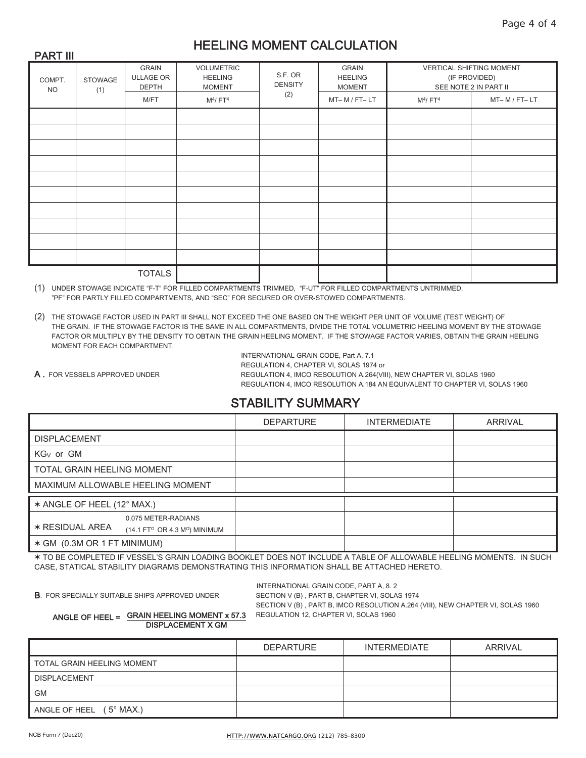## HEELING MOMENT CALCULATION

### PART III

| COMPT. NO | STOWAGE (1) | GRAIN ULLAGE OR DEPTH | VOLUMETRIC HEELING MOMENT | S.F. OR DENSITY (2) | GRAIN HEELING MOMENT | VERTICAL SHIFTING MOMENT (IF PROVIDED) SEE NOTE 2 IN PART II | |
|---|---|---|---|---|---|---|---|
| | | M/FT | $M^4$/ $FT^4$ | | MT– M / FT– LT | $M^4$/ $FT^4$ | MT– M / FT– LT |
| | | | | | | | |
| | | | | | | | |
| | | | | | | | |
| | | | | | | | |
| | | | | | | | |
| | | | | | | | |
| | | | | | | | |
| | | | | | | | |
| | | | | | | | |
| | | | | | | | |
| | | TOTALS | | | | | |

(1) UNDER STOWAGE INDICATE "F-T" FOR FILLED COMPARTMENTS TRIMMED, "F-UT" FOR FILLED COMPARTMENTS UNTRIMMED, "PF" FOR PARTLY FILLED COMPARTMENTS, AND "SEC" FOR SECURED OR OVER-STOWED COMPARTMENTS.

(2) THE STOWAGE FACTOR USED IN PART III SHALL NOT EXCEED THE ONE BASED ON THE WEIGHT PER UNIT OF VOLUME (TEST WEIGHT) OF THE GRAIN. IF THE STOWAGE FACTOR IS THE SAME IN ALL COMPARTMENTS, DIVIDE THE TOTAL VOLUMETRIC HEELING MOMENT BY THE STOWAGE FACTOR OR MULTIPLY BY THE DENSITY TO OBTAIN THE GRAIN HEELING MOMENT. IF THE STOWAGE FACTOR VARIES, OBTAIN THE GRAIN HEELING MOMENT FOR EACH COMPARTMENT.

**A.** FOR VESSELS APPROVED UNDER

INTERNATIONAL GRAIN CODE, Part A, 7.1
REGULATION 4, CHAPTER VI, SOLAS 1974 or
REGULATION 4, IMCO RESOLUTION A.264(VIII), NEW CHAPTER VI, SOLAS 1960
REGULATION 4, IMCO RESOLUTION A.184 AN EQUIVALENT TO CHAPTER VI, SOLAS 1960

## STABILITY SUMMARY

| | DEPARTURE | INTERMEDIATE | ARRIVAL |
|---|---|---|---|
| DISPLACEMENT | | | |
| $KG_V$ or GM | | | |
| TOTAL GRAIN HEELING MOMENT | | | |
| MAXIMUM ALLOWABLE HEELING MOMENT | | | |
| * ANGLE OF HEEL (12° MAX.) | | | |
| * RESIDUAL AREA 0.075 METER-RADIANS (14.1 FT° OR 4.3 M°) MINIMUM | | | |
| * GM (0.3M OR 1 FT MINIMUM) | | | |

* TO BE COMPLETED IF VESSEL'S GRAIN LOADING BOOKLET DOES NOT INCLUDE A TABLE OF ALLOWABLE HEELING MOMENTS. IN SUCH CASE, STATICAL STABILITY DIAGRAMS DEMONSTRATING THIS INFORMATION SHALL BE ATTACHED HERETO.

**B.** FOR SPECIALLY SUITABLE SHIPS APPROVED UNDER

INTERNATIONAL GRAIN CODE, PART A, 8. 2
SECTION V (B) , PART B, CHAPTER VI, SOLAS 1974
SECTION V (B) , PART B, IMCO RESOLUTION A.264 (VIII), NEW CHAPTER VI, SOLAS 1960
REGULATION 12, CHAPTER VI, SOLAS 1960

$$\text{ANGLE OF HEEL} = \frac{\text{GRAIN HEELING MOMENT} \times 57.3}{\text{DISPLACEMENT} \times \text{GM}}$$

| | DEPARTURE | INTERMEDIATE | ARRIVAL |
|---|---|---|---|
| TOTAL GRAIN HEELING MOMENT | | | |
| DISPLACEMENT | | | |
| GM | | | |
| ANGLE OF HEEL (5° MAX.) | | | |

NCB Form 7 (Dec20) HTTP://WWW.NATCARGO.ORG (212) 785-8300